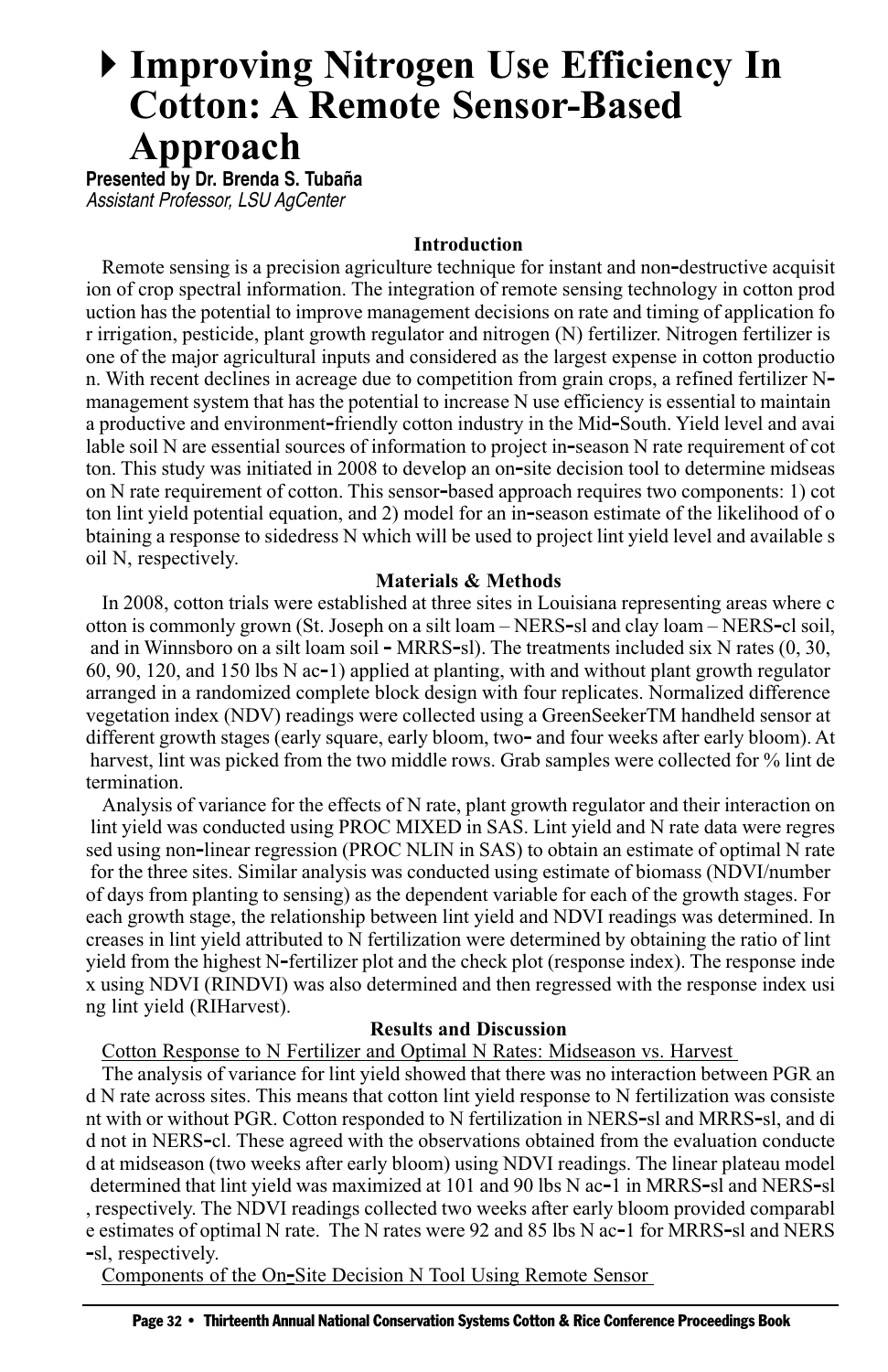# Improving Nitrogen Use Efficiency In Cotton: A Remote Sensor-Based Approach

**Presented by Dr. Brenda S. Tubaña**
*Assistant Professor, LSU AgCenter*

## Introduction

Remote sensing is a precision agriculture technique for instant and non-destructive acquisition of crop spectral information. The integration of remote sensing technology in cotton production has the potential to improve management decisions on rate and timing of application for irrigation, pesticide, plant growth regulator and nitrogen (N) fertilizer. Nitrogen fertilizer is one of the major agricultural inputs and considered as the largest expense in cotton production. With recent declines in acreage due to competition from grain crops, a refined fertilizer N-management system that has the potential to increase N use efficiency is essential to maintain a productive and environment-friendly cotton industry in the Mid-South. Yield level and available soil N are essential sources of information to project in-season N rate requirement of cotton. This study was initiated in 2008 to develop an on-site decision tool to determine midseason N rate requirement of cotton. This sensor-based approach requires two components: 1) cotton lint yield potential equation, and 2) model for an in-season estimate of the likelihood of obtaining a response to sidedress N which will be used to project lint yield level and available soil N, respectively.

## Materials & Methods

In 2008, cotton trials were established at three sites in Louisiana representing areas where cotton is commonly grown (St. Joseph on a silt loam – NERS-sl and clay loam – NERS-cl soil, and in Winnsboro on a silt loam soil - MRRS-sl). The treatments included six N rates (0, 30, 60, 90, 120, and 150 lbs N ac-1) applied at planting, with and without plant growth regulator arranged in a randomized complete block design with four replicates. Normalized difference vegetation index (NDV) readings were collected using a GreenSeekerTM handheld sensor at different growth stages (early square, early bloom, two- and four weeks after early bloom). At harvest, lint was picked from the two middle rows. Grab samples were collected for % lint determination.

Analysis of variance for the effects of N rate, plant growth regulator and their interaction on lint yield was conducted using PROC MIXED in SAS. Lint yield and N rate data were regressed using non-linear regression (PROC NLIN in SAS) to obtain an estimate of optimal N rate for the three sites. Similar analysis was conducted using estimate of biomass (NDVI/number of days from planting to sensing) as the dependent variable for each of the growth stages. For each growth stage, the relationship between lint yield and NDVI readings was determined. Increases in lint yield attributed to N fertilization were determined by obtaining the ratio of lint yield from the highest N-fertilizer plot and the check plot (response index). The response index using NDVI (RINDVI) was also determined and then regressed with the response index using lint yield (RIHarvest).

## Results and Discussion

Cotton Response to N Fertilizer and Optimal N Rates: Midseason vs. Harvest

The analysis of variance for lint yield showed that there was no interaction between PGR and N rate across sites. This means that cotton lint yield response to N fertilization was consistent with or without PGR. Cotton responded to N fertilization in NERS-sl and MRRS-sl, and did not in NERS-cl. These agreed with the observations obtained from the evaluation conducted at midseason (two weeks after early bloom) using NDVI readings. The linear plateau model determined that lint yield was maximized at 101 and 90 lbs N ac-1 in MRRS-sl and NERS-sl, respectively. The NDVI readings collected two weeks after early bloom provided comparable estimates of optimal N rate. The N rates were 92 and 85 lbs N ac-1 for MRRS-sl and NERS-sl, respectively.

Components of the On-Site Decision N Tool Using Remote Sensor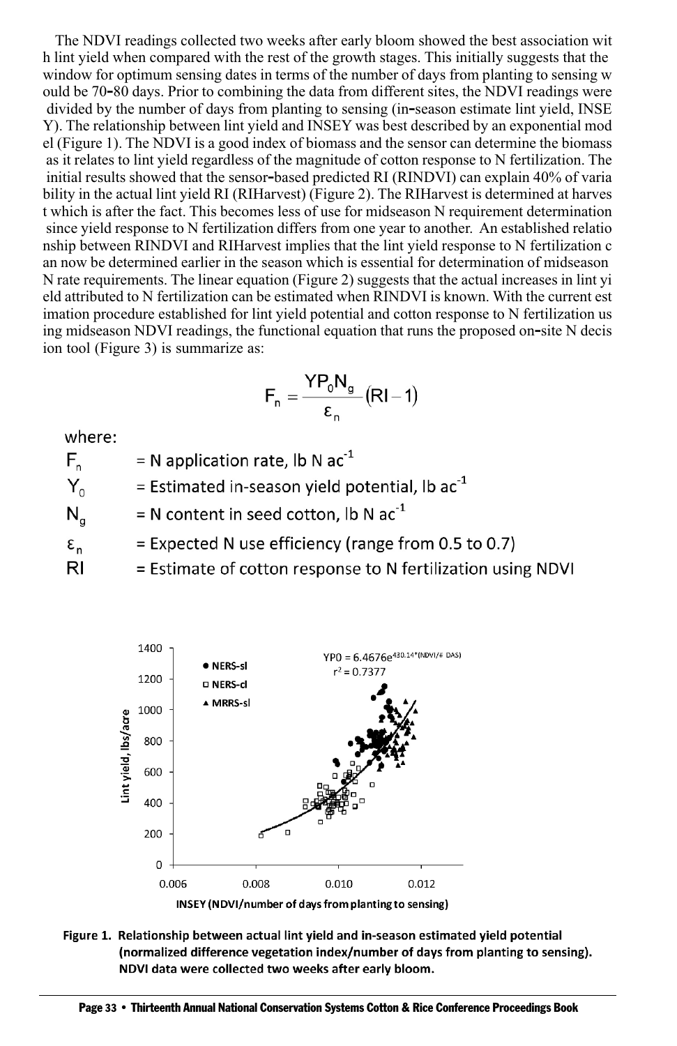The NDVI readings collected two weeks after early bloom showed the best association with lint yield when compared with the rest of the growth stages. This initially suggests that the window for optimum sensing dates in terms of the number of days from planting to sensing would be 70–80 days. Prior to combining the data from different sites, the NDVI readings were divided by the number of days from planting to sensing (in-season estimate lint yield, INSEY). The relationship between lint yield and INSEY was best described by an exponential model (Figure 1). The NDVI is a good index of biomass and the sensor can determine the biomass as it relates to lint yield regardless of the magnitude of cotton response to N fertilization. The initial results showed that the sensor-based predicted RI (RINDVI) can explain 40% of variability in the actual lint yield RI (RIHarvest) (Figure 2). The RIHarvest is determined at harvest which is after the fact. This becomes less of use for midseason N requirement determination since yield response to N fertilization differs from one year to another. An established relationship between RINDVI and RIHarvest implies that the lint yield response to N fertilization can now be determined earlier in the season which is essential for determination of midseason N rate requirements. The linear equation (Figure 2) suggests that the actual increases in lint yield attributed to N fertilization can be estimated when RINDVI is known. With the current estimation procedure established for lint yield potential and cotton response to N fertilization using midseason NDVI readings, the functional equation that runs the proposed on-site N decision tool (Figure 3) is summarize as:

$$F_n = \frac{YP_0 N_g}{\varepsilon_n}(RI - 1)$$

where:

- $F_n$ = N application rate, lb N ac$^{-1}$
- $Y_0$ = Estimated in-season yield potential, lb ac$^{-1}$
- $N_g$ = N content in seed cotton, lb N ac$^{-1}$
- $\varepsilon_n$ = Expected N use efficiency (range from 0.5 to 0.7)
- RI = Estimate of cotton response to N fertilization using NDVI

**Figure 1. Relationship between actual lint yield and in-season estimated yield potential (normalized difference vegetation index/number of days from planting to sensing). NDVI data were collected two weeks after early bloom.**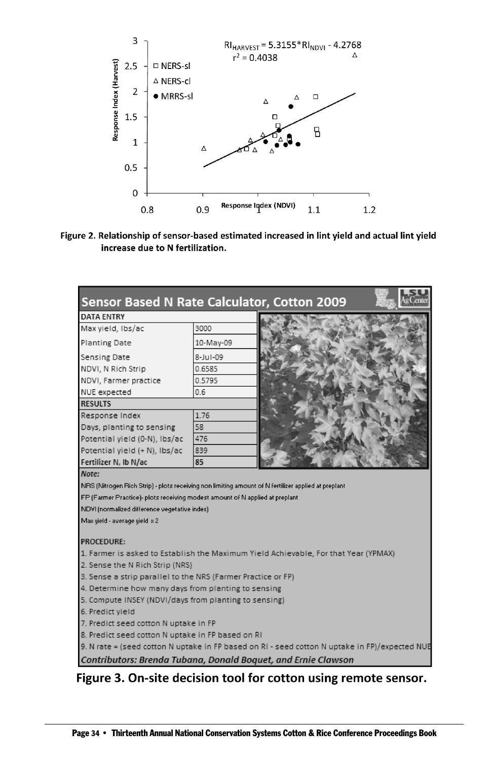$RI_{HARVEST} = 5.3155*RI_{NDVI} - 4.2768$

$r^2 = 0.4038$

Response Index (Harvest)

Response Index (NDVI)

0.8 0.9 1 1.1 1.2

0 0.5 1 1.5 2 2.5 3

□ NERS-sl

△ NERS-cl

● MRRS-sl

**Figure 2. Relationship of sensor-based estimated increased in lint yield and actual lint yield increase due to N fertilization.**

## Sensor Based N Rate Calculator, Cotton 2009

LSU AgCenter

| DATA ENTRY | |
|---|---|
| Max yield, lbs/ac | 3000 |
| Planting Date | 10-May-09 |
| Sensing Date | 8-Jul-09 |
| NDVI, N Rich Strip | 0.6585 |
| NDVI, Farmer practice | 0.5795 |
| NUE expected | 0.6 |
| **RESULTS** | |
| Response Index | 1.76 |
| Days, planting to sensing | 58 |
| Potential yield (0-N), lbs/ac | 476 |
| Potential yield (+ N), lbs/ac | 839 |
| **Fertilizer N, lb N/ac** | **85** |

*Note:*

NRS (Nitrogen Rich Strip) - plots receiving non limiting amount of N fertilizer applied at preplant

FP (Farmer Practice)- plots receiving modest amount of N applied at preplant

NDVI (normalized difference vegetative index)

Max yield - average yield x 2

PROCEDURE:

1. Farmer is asked to Establish the Maximum Yield Achievable, For that Year (YPMAX)
2. Sense the N Rich Strip (NRS)
3. Sense a strip parallel to the NRS (Farmer Practice or FP)
4. Determine how many days from planting to sensing
5. Compute INSEY (NDVI/days from planting to sensing)
6. Predict yield
7. Predict seed cotton N uptake in FP
8. Predict seed cotton N uptake in FP based on RI
9. N rate = (seed cotton N uptake in FP based on RI - seed cotton N uptake in FP)/expected NUE

*Contributors: Brenda Tubana, Donald Boquet, and Ernie Clawson*

**Figure 3. On-site decision tool for cotton using remote sensor.**